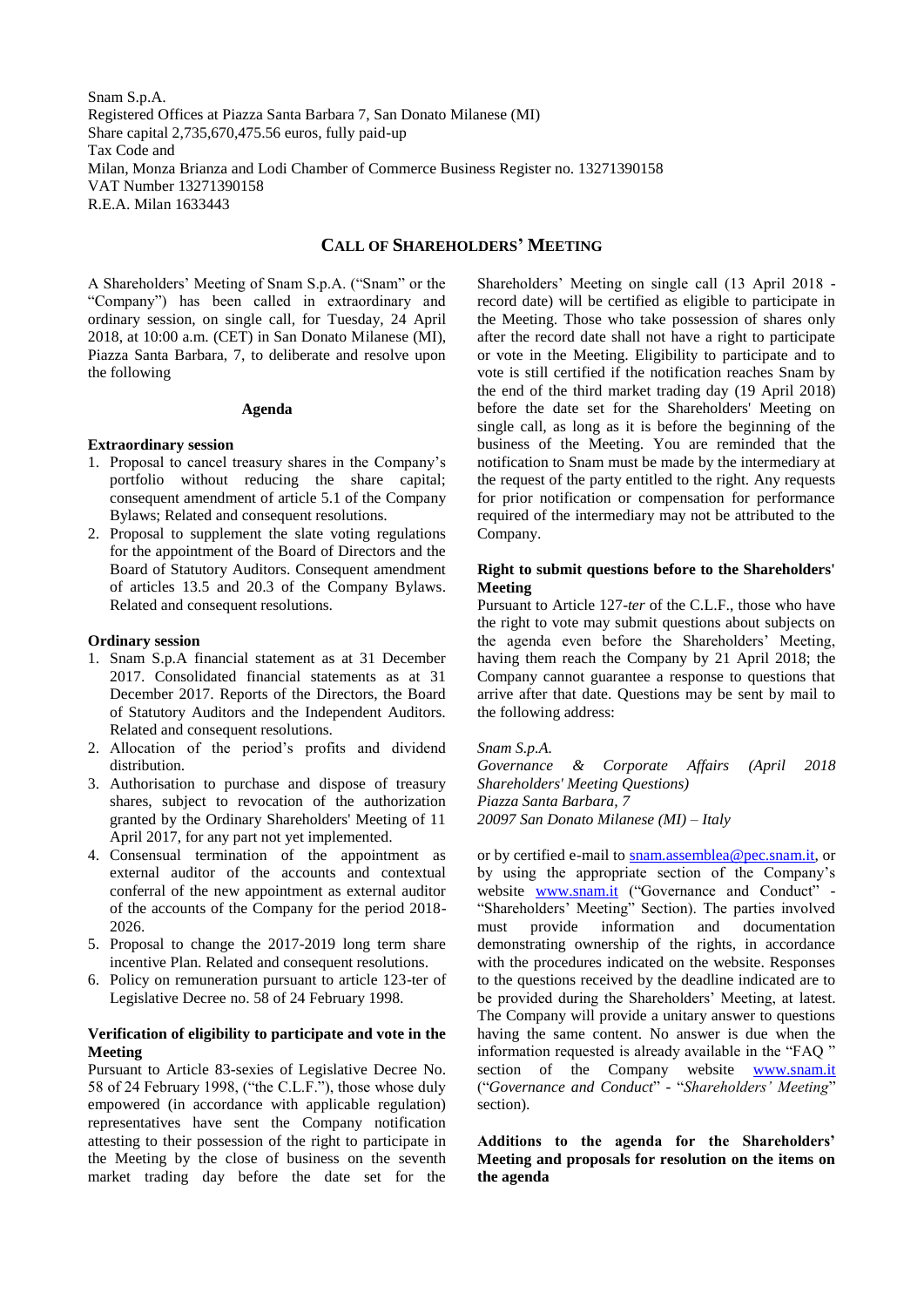Snam S.p.A.
Registered Offices at Piazza Santa Barbara 7, San Donato Milanese (MI)
Share capital 2,735,670,475.56 euros, fully paid-up
Tax Code and
Milan, Monza Brianza and Lodi Chamber of Commerce Business Register no. 13271390158
VAT Number 13271390158
R.E.A. Milan 1633443

# CALL OF SHAREHOLDERS' MEETING

A Shareholders' Meeting of Snam S.p.A. ("Snam" or the "Company") has been called in extraordinary and ordinary session, on single call, for Tuesday, 24 April 2018, at 10:00 a.m. (CET) in San Donato Milanese (MI), Piazza Santa Barbara, 7, to deliberate and resolve upon the following

## Agenda

**Extraordinary session**

1. Proposal to cancel treasury shares in the Company's portfolio without reducing the share capital; consequent amendment of article 5.1 of the Company Bylaws; Related and consequent resolutions.
2. Proposal to supplement the slate voting regulations for the appointment of the Board of Directors and the Board of Statutory Auditors. Consequent amendment of articles 13.5 and 20.3 of the Company Bylaws. Related and consequent resolutions.

**Ordinary session**

1. Snam S.p.A financial statement as at 31 December 2017. Consolidated financial statements as at 31 December 2017. Reports of the Directors, the Board of Statutory Auditors and the Independent Auditors. Related and consequent resolutions.
2. Allocation of the period's profits and dividend distribution.
3. Authorisation to purchase and dispose of treasury shares, subject to revocation of the authorization granted by the Ordinary Shareholders' Meeting of 11 April 2017, for any part not yet implemented.
4. Consensual termination of the appointment as external auditor of the accounts and contextual conferral of the new appointment as external auditor of the accounts of the Company for the period 2018-2026.
5. Proposal to change the 2017-2019 long term share incentive Plan. Related and consequent resolutions.
6. Policy on remuneration pursuant to article 123-ter of Legislative Decree no. 58 of 24 February 1998.

**Verification of eligibility to participate and vote in the Meeting**

Pursuant to Article 83-sexies of Legislative Decree No. 58 of 24 February 1998, ("the C.L.F."), those whose duly empowered (in accordance with applicable regulation) representatives have sent the Company notification attesting to their possession of the right to participate in the Meeting by the close of business on the seventh market trading day before the date set for the Shareholders' Meeting on single call (13 April 2018 - record date) will be certified as eligible to participate in the Meeting. Those who take possession of shares only after the record date shall not have a right to participate or vote in the Meeting. Eligibility to participate and to vote is still certified if the notification reaches Snam by the end of the third market trading day (19 April 2018) before the date set for the Shareholders' Meeting on single call, as long as it is before the beginning of the business of the Meeting. You are reminded that the notification to Snam must be made by the intermediary at the request of the party entitled to the right. Any requests for prior notification or compensation for performance required of the intermediary may not be attributed to the Company.

**Right to submit questions before to the Shareholders' Meeting**

Pursuant to Article 127-*ter* of the C.L.F., those who have the right to vote may submit questions about subjects on the agenda even before the Shareholders' Meeting, having them reach the Company by 21 April 2018; the Company cannot guarantee a response to questions that arrive after that date. Questions may be sent by mail to the following address:

*Snam S.p.A.*
*Governance & Corporate Affairs (April 2018 Shareholders' Meeting Questions)*
*Piazza Santa Barbara, 7*
*20097 San Donato Milanese (MI) – Italy*

or by certified e-mail to snam.assemblea@pec.snam.it, or by using the appropriate section of the Company's website www.snam.it ("Governance and Conduct" - "Shareholders' Meeting" Section). The parties involved must provide information and documentation demonstrating ownership of the rights, in accordance with the procedures indicated on the website. Responses to the questions received by the deadline indicated are to be provided during the Shareholders' Meeting, at latest. The Company will provide a unitary answer to questions having the same content. No answer is due when the information requested is already available in the "FAQ " section of the Company website www.snam.it ("*Governance and Conduct*" - "*Shareholders' Meeting*" section).

**Additions to the agenda for the Shareholders' Meeting and proposals for resolution on the items on the agenda**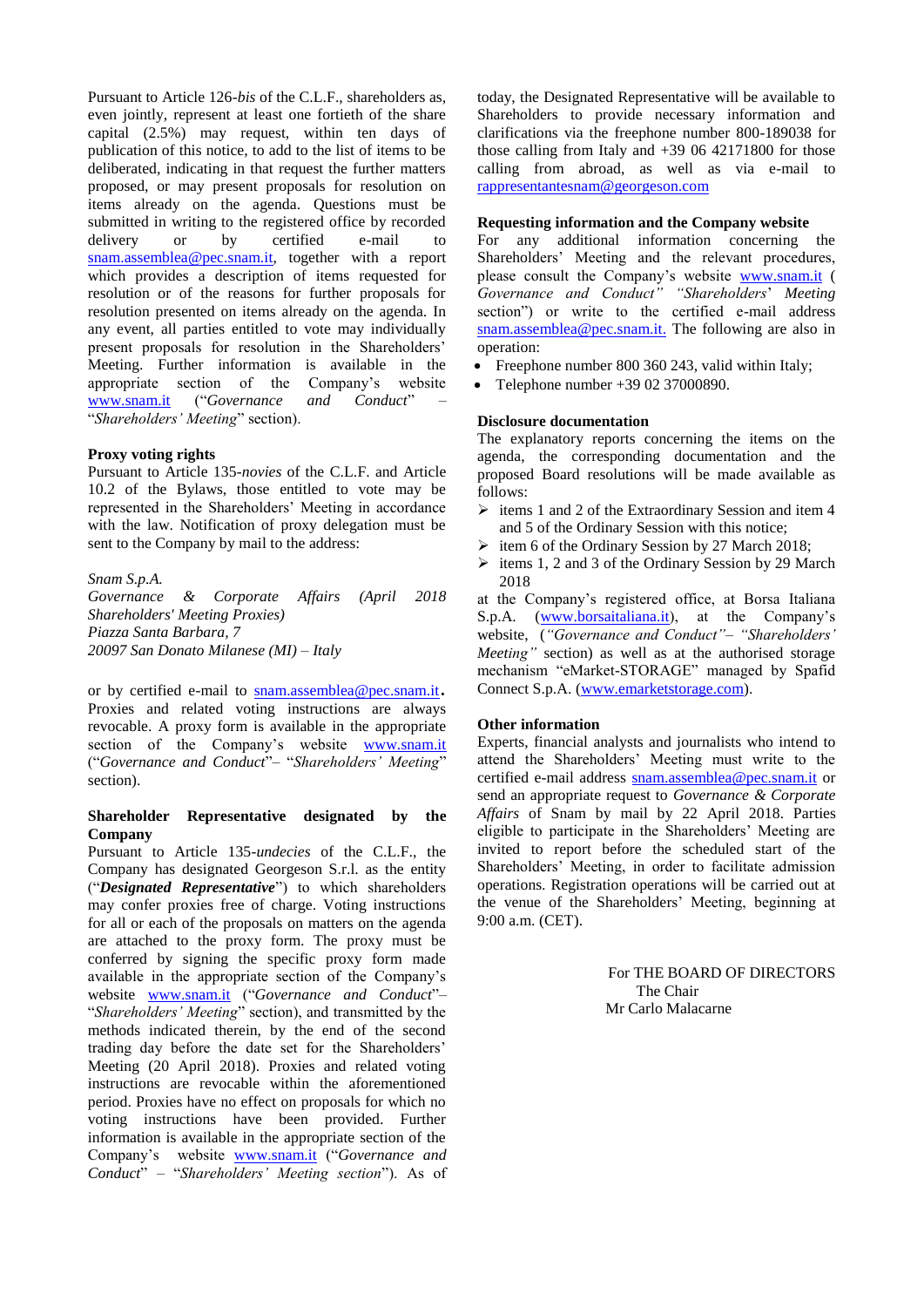Pursuant to Article 126-*bis* of the C.L.F., shareholders as, even jointly, represent at least one fortieth of the share capital (2.5%) may request, within ten days of publication of this notice, to add to the list of items to be deliberated, indicating in that request the further matters proposed, or may present proposals for resolution on items already on the agenda. Questions must be submitted in writing to the registered office by recorded delivery or by certified e-mail to snam.assemblea@pec.snam.it, together with a report which provides a description of items requested for resolution or of the reasons for further proposals for resolution presented on items already on the agenda. In any event, all parties entitled to vote may individually present proposals for resolution in the Shareholders' Meeting. Further information is available in the appropriate section of the Company's website www.snam.it ("*Governance and Conduct*" – "*Shareholders' Meeting*" section).

**Proxy voting rights**

Pursuant to Article 135-*novies* of the C.L.F. and Article 10.2 of the Bylaws, those entitled to vote may be represented in the Shareholders' Meeting in accordance with the law. Notification of proxy delegation must be sent to the Company by mail to the address:

*Snam S.p.A.*
*Governance & Corporate Affairs (April 2018 Shareholders' Meeting Proxies)*
*Piazza Santa Barbara, 7*
*20097 San Donato Milanese (MI) – Italy*

or by certified e-mail to snam.assemblea@pec.snam.it. Proxies and related voting instructions are always revocable. A proxy form is available in the appropriate section of the Company's website www.snam.it ("*Governance and Conduct*"– "*Shareholders' Meeting*" section).

**Shareholder Representative designated by the Company**

Pursuant to Article 135-*undecies* of the C.L.F., the Company has designated Georgeson S.r.l. as the entity ("***Designated Representative***") to which shareholders may confer proxies free of charge. Voting instructions for all or each of the proposals on matters on the agenda are attached to the proxy form. The proxy must be conferred by signing the specific proxy form made available in the appropriate section of the Company's website www.snam.it ("*Governance and Conduct*"– "*Shareholders' Meeting*" section), and transmitted by the methods indicated therein, by the end of the second trading day before the date set for the Shareholders' Meeting (20 April 2018). Proxies and related voting instructions are revocable within the aforementioned period. Proxies have no effect on proposals for which no voting instructions have been provided. Further information is available in the appropriate section of the Company's website www.snam.it ("*Governance and Conduct*" – "*Shareholders' Meeting section*"). As of today, the Designated Representative will be available to Shareholders to provide necessary information and clarifications via the freephone number 800-189038 for those calling from Italy and +39 06 42171800 for those calling from abroad, as well as via e-mail to rappresentantesnam@georgeson.com

**Requesting information and the Company website**

For any additional information concerning the Shareholders' Meeting and the relevant procedures, please consult the Company's website www.snam.it ("*Governance and Conduct*" "*Shareholders' Meeting* section") or write to the certified e-mail address snam.assemblea@pec.snam.it. The following are also in operation:

- Freephone number 800 360 243, valid within Italy;
- Telephone number +39 02 37000890.

**Disclosure documentation**

The explanatory reports concerning the items on the agenda, the corresponding documentation and the proposed Board resolutions will be made available as follows:

- items 1 and 2 of the Extraordinary Session and item 4 and 5 of the Ordinary Session with this notice;
- item 6 of the Ordinary Session by 27 March 2018;
- items 1, 2 and 3 of the Ordinary Session by 29 March 2018

at the Company's registered office, at Borsa Italiana S.p.A. (www.borsaitaliana.it), at the Company's website, (*"Governance and Conduct"– "Shareholders' Meeting"* section) as well as at the authorised storage mechanism "eMarket-STORAGE" managed by Spafid Connect S.p.A. (www.emarketstorage.com).

**Other information**

Experts, financial analysts and journalists who intend to attend the Shareholders' Meeting must write to the certified e-mail address snam.assemblea@pec.snam.it or send an appropriate request to *Governance & Corporate Affairs* of Snam by mail by 22 April 2018. Parties eligible to participate in the Shareholders' Meeting are invited to report before the scheduled start of the Shareholders' Meeting, in order to facilitate admission operations. Registration operations will be carried out at the venue of the Shareholders' Meeting, beginning at 9:00 a.m. (CET).

For THE BOARD OF DIRECTORS
The Chair
Mr Carlo Malacarne